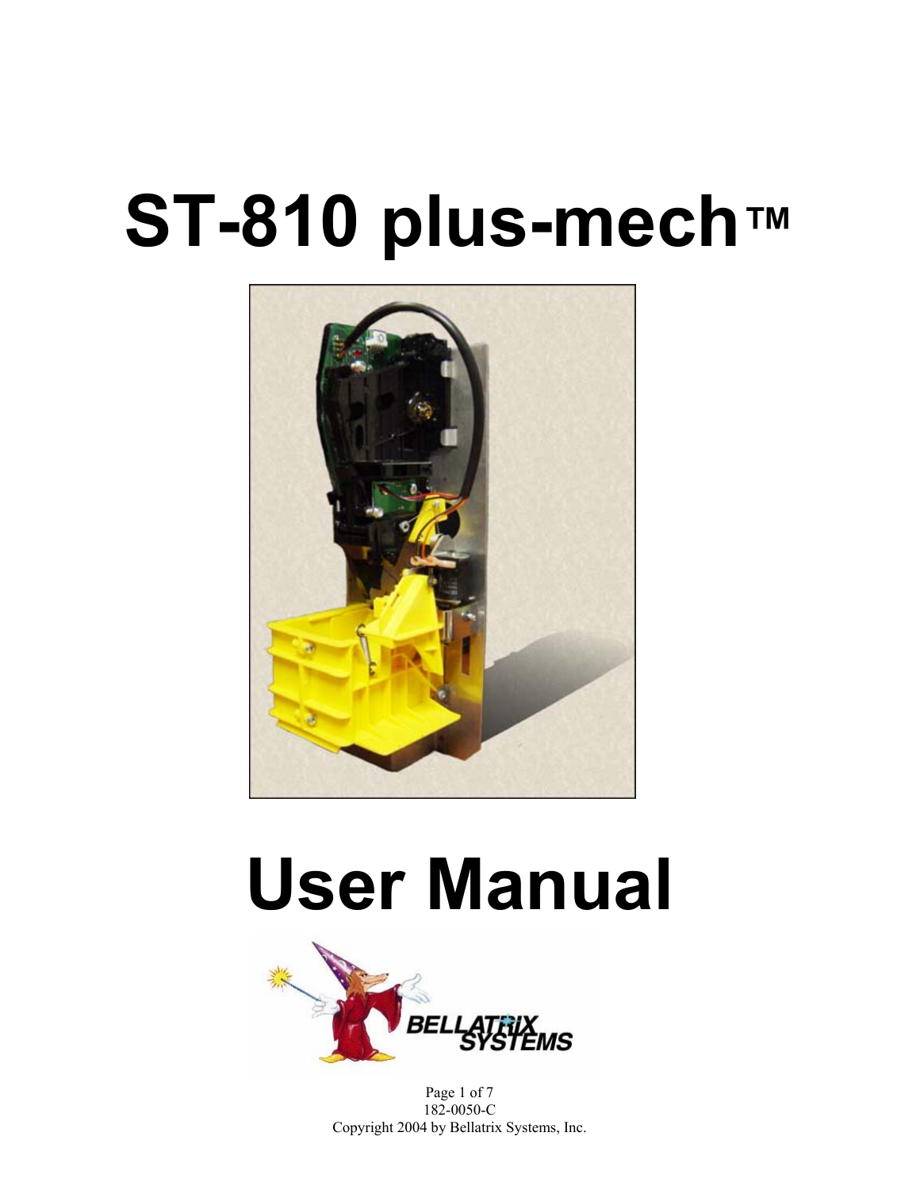# ST-810 plus-mech™

# User Manual

182-0050-C

Copyright 2004 by Bellatrix Systems, Inc.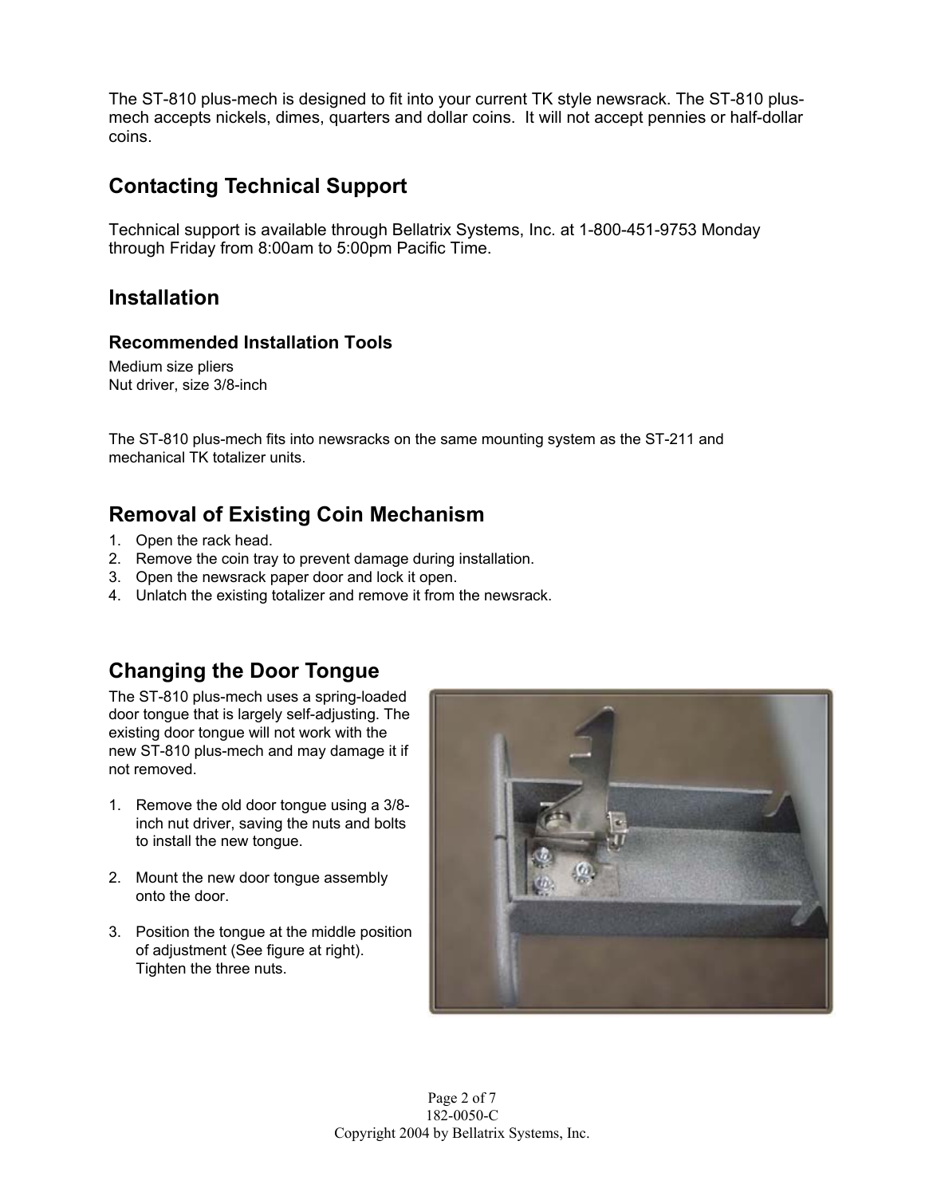The ST-810 plus-mech is designed to fit into your current TK style newsrack. The ST-810 plus-mech accepts nickels, dimes, quarters and dollar coins.  It will not accept pennies or half-dollar coins.

## Contacting Technical Support

Technical support is available through Bellatrix Systems, Inc. at 1-800-451-9753 Monday through Friday from 8:00am to 5:00pm Pacific Time.

## Installation

### Recommended Installation Tools

Medium size pliers
Nut driver, size 3/8-inch

The ST-810 plus-mech fits into newsracks on the same mounting system as the ST-211 and mechanical TK totalizer units.

## Removal of Existing Coin Mechanism

1. Open the rack head.
2. Remove the coin tray to prevent damage during installation.
3. Open the newsrack paper door and lock it open.
4. Unlatch the existing totalizer and remove it from the newsrack.

## Changing the Door Tongue

The ST-810 plus-mech uses a spring-loaded door tongue that is largely self-adjusting. The existing door tongue will not work with the new ST-810 plus-mech and may damage it if not removed.

1. Remove the old door tongue using a 3/8-inch nut driver, saving the nuts and bolts to install the new tongue.

2. Mount the new door tongue assembly onto the door.

3. Position the tongue at the middle position of adjustment (See figure at right). Tighten the three nuts.

182-0050-C
Copyright 2004 by Bellatrix Systems, Inc.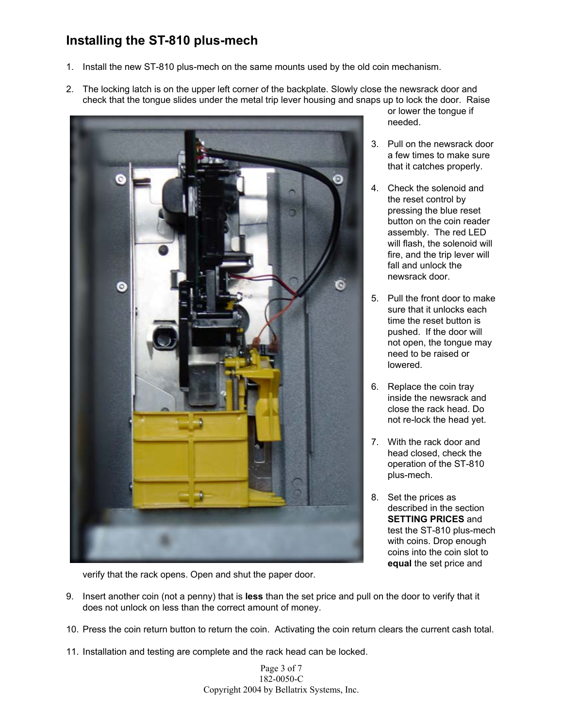## Installing the ST-810 plus-mech

1. Install the new ST-810 plus-mech on the same mounts used by the old coin mechanism.

2. The locking latch is on the upper left corner of the backplate. Slowly close the newsrack door and check that the tongue slides under the metal trip lever housing and snaps up to lock the door. Raise or lower the tongue if needed.

3. Pull on the newsrack door a few times to make sure that it catches properly.

4. Check the solenoid and the reset control by pressing the blue reset button on the coin reader assembly. The red LED will flash, the solenoid will fire, and the trip lever will fall and unlock the newsrack door.

5. Pull the front door to make sure that it unlocks each time the reset button is pushed. If the door will not open, the tongue may need to be raised or lowered.

6. Replace the coin tray inside the newsrack and close the rack head. Do not re-lock the head yet.

7. With the rack door and head closed, check the operation of the ST-810 plus-mech.

8. Set the prices as described in the section **SETTING PRICES** and test the ST-810 plus-mech with coins. Drop enough coins into the coin slot to **equal** the set price and verify that the rack opens. Open and shut the paper door.

9. Insert another coin (not a penny) that is **less** than the set price and pull on the door to verify that it does not unlock on less than the correct amount of money.

10. Press the coin return button to return the coin. Activating the coin return clears the current cash total.

11. Installation and testing are complete and the rack head can be locked.

182-0050-C
Copyright 2004 by Bellatrix Systems, Inc.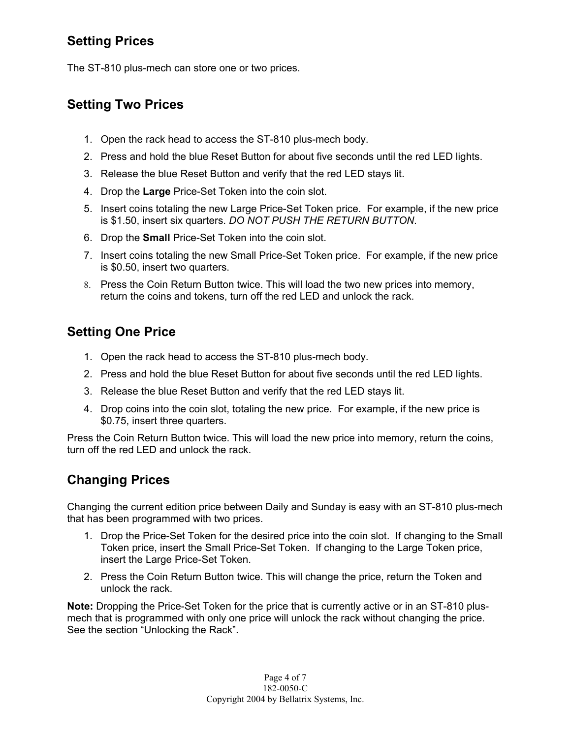## Setting Prices

The ST-810 plus-mech can store one or two prices.

## Setting Two Prices

1. Open the rack head to access the ST-810 plus-mech body.
2. Press and hold the blue Reset Button for about five seconds until the red LED lights.
3. Release the blue Reset Button and verify that the red LED stays lit.
4. Drop the **Large** Price-Set Token into the coin slot.
5. Insert coins totaling the new Large Price-Set Token price. For example, if the new price is $1.50, insert six quarters. *DO NOT PUSH THE RETURN BUTTON*.
6. Drop the **Small** Price-Set Token into the coin slot.
7. Insert coins totaling the new Small Price-Set Token price. For example, if the new price is $0.50, insert two quarters.
8. Press the Coin Return Button twice. This will load the two new prices into memory, return the coins and tokens, turn off the red LED and unlock the rack.

## Setting One Price

1. Open the rack head to access the ST-810 plus-mech body.
2. Press and hold the blue Reset Button for about five seconds until the red LED lights.
3. Release the blue Reset Button and verify that the red LED stays lit.
4. Drop coins into the coin slot, totaling the new price. For example, if the new price is $0.75, insert three quarters.

Press the Coin Return Button twice. This will load the new price into memory, return the coins, turn off the red LED and unlock the rack.

## Changing Prices

Changing the current edition price between Daily and Sunday is easy with an ST-810 plus-mech that has been programmed with two prices.

1. Drop the Price-Set Token for the desired price into the coin slot. If changing to the Small Token price, insert the Small Price-Set Token. If changing to the Large Token price, insert the Large Price-Set Token.
2. Press the Coin Return Button twice. This will change the price, return the Token and unlock the rack.

**Note:** Dropping the Price-Set Token for the price that is currently active or in an ST-810 plus-mech that is programmed with only one price will unlock the rack without changing the price. See the section "Unlocking the Rack".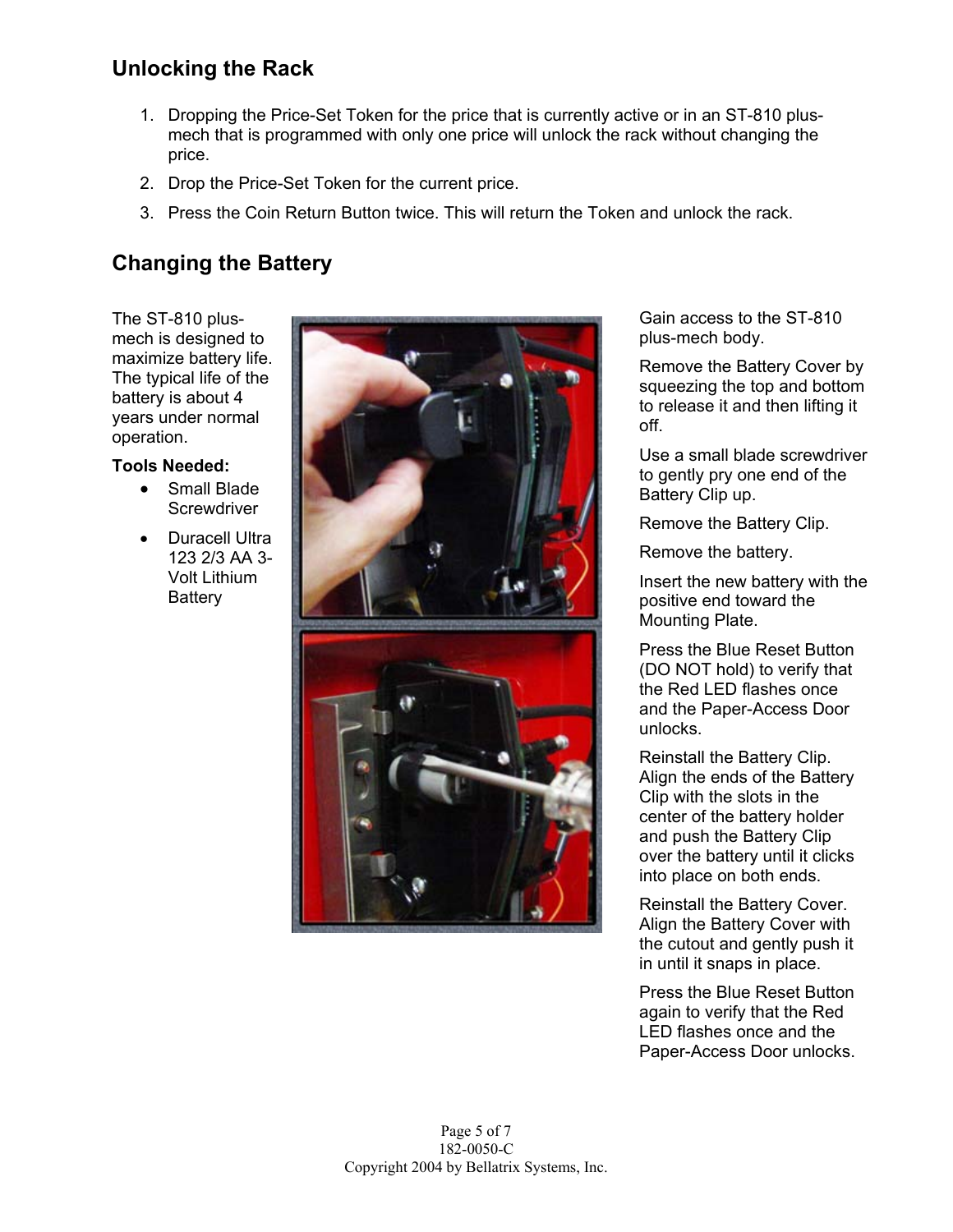## Unlocking the Rack

1. Dropping the Price-Set Token for the price that is currently active or in an ST-810 plus-mech that is programmed with only one price will unlock the rack without changing the price.
2. Drop the Price-Set Token for the current price.
3. Press the Coin Return Button twice. This will return the Token and unlock the rack.

## Changing the Battery

The ST-810 plus-mech is designed to maximize battery life. The typical life of the battery is about 4 years under normal operation.

**Tools Needed:**

- Small Blade Screwdriver
- Duracell Ultra 123 2/3 AA 3-Volt Lithium Battery

Gain access to the ST-810 plus-mech body.

Remove the Battery Cover by squeezing the top and bottom to release it and then lifting it off.

Use a small blade screwdriver to gently pry one end of the Battery Clip up.

Remove the Battery Clip.

Remove the battery.

Insert the new battery with the positive end toward the Mounting Plate.

Press the Blue Reset Button (DO NOT hold) to verify that the Red LED flashes once and the Paper-Access Door unlocks.

Reinstall the Battery Clip. Align the ends of the Battery Clip with the slots in the center of the battery holder and push the Battery Clip over the battery until it clicks into place on both ends.

Reinstall the Battery Cover. Align the Battery Cover with the cutout and gently push it in until it snaps in place.

Press the Blue Reset Button again to verify that the Red LED flashes once and the Paper-Access Door unlocks.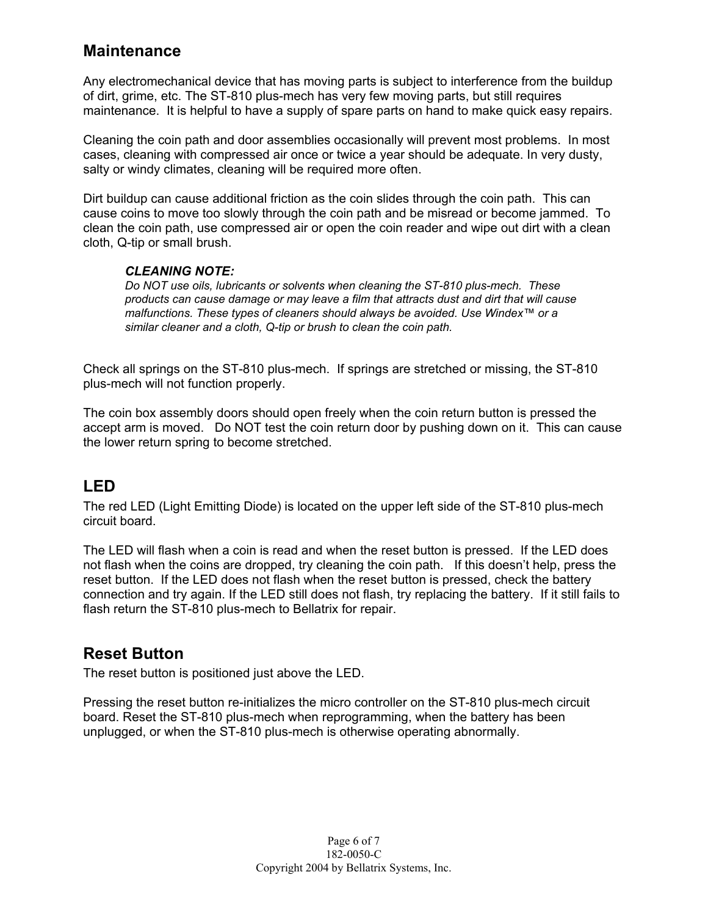## Maintenance

Any electromechanical device that has moving parts is subject to interference from the buildup of dirt, grime, etc. The ST-810 plus-mech has very few moving parts, but still requires maintenance. It is helpful to have a supply of spare parts on hand to make quick easy repairs.

Cleaning the coin path and door assemblies occasionally will prevent most problems. In most cases, cleaning with compressed air once or twice a year should be adequate. In very dusty, salty or windy climates, cleaning will be required more often.

Dirt buildup can cause additional friction as the coin slides through the coin path. This can cause coins to move too slowly through the coin path and be misread or become jammed. To clean the coin path, use compressed air or open the coin reader and wipe out dirt with a clean cloth, Q-tip or small brush.

> ***CLEANING NOTE:***
> *Do NOT use oils, lubricants or solvents when cleaning the ST-810 plus-mech. These products can cause damage or may leave a film that attracts dust and dirt that will cause malfunctions. These types of cleaners should always be avoided. Use Windex™ or a similar cleaner and a cloth, Q-tip or brush to clean the coin path.*

Check all springs on the ST-810 plus-mech. If springs are stretched or missing, the ST-810 plus-mech will not function properly.

The coin box assembly doors should open freely when the coin return button is pressed the accept arm is moved. Do NOT test the coin return door by pushing down on it. This can cause the lower return spring to become stretched.

## LED

The red LED (Light Emitting Diode) is located on the upper left side of the ST-810 plus-mech circuit board.

The LED will flash when a coin is read and when the reset button is pressed. If the LED does not flash when the coins are dropped, try cleaning the coin path. If this doesn't help, press the reset button. If the LED does not flash when the reset button is pressed, check the battery connection and try again. If the LED still does not flash, try replacing the battery. If it still fails to flash return the ST-810 plus-mech to Bellatrix for repair.

## Reset Button

The reset button is positioned just above the LED.

Pressing the reset button re-initializes the micro controller on the ST-810 plus-mech circuit board. Reset the ST-810 plus-mech when reprogramming, when the battery has been unplugged, or when the ST-810 plus-mech is otherwise operating abnormally.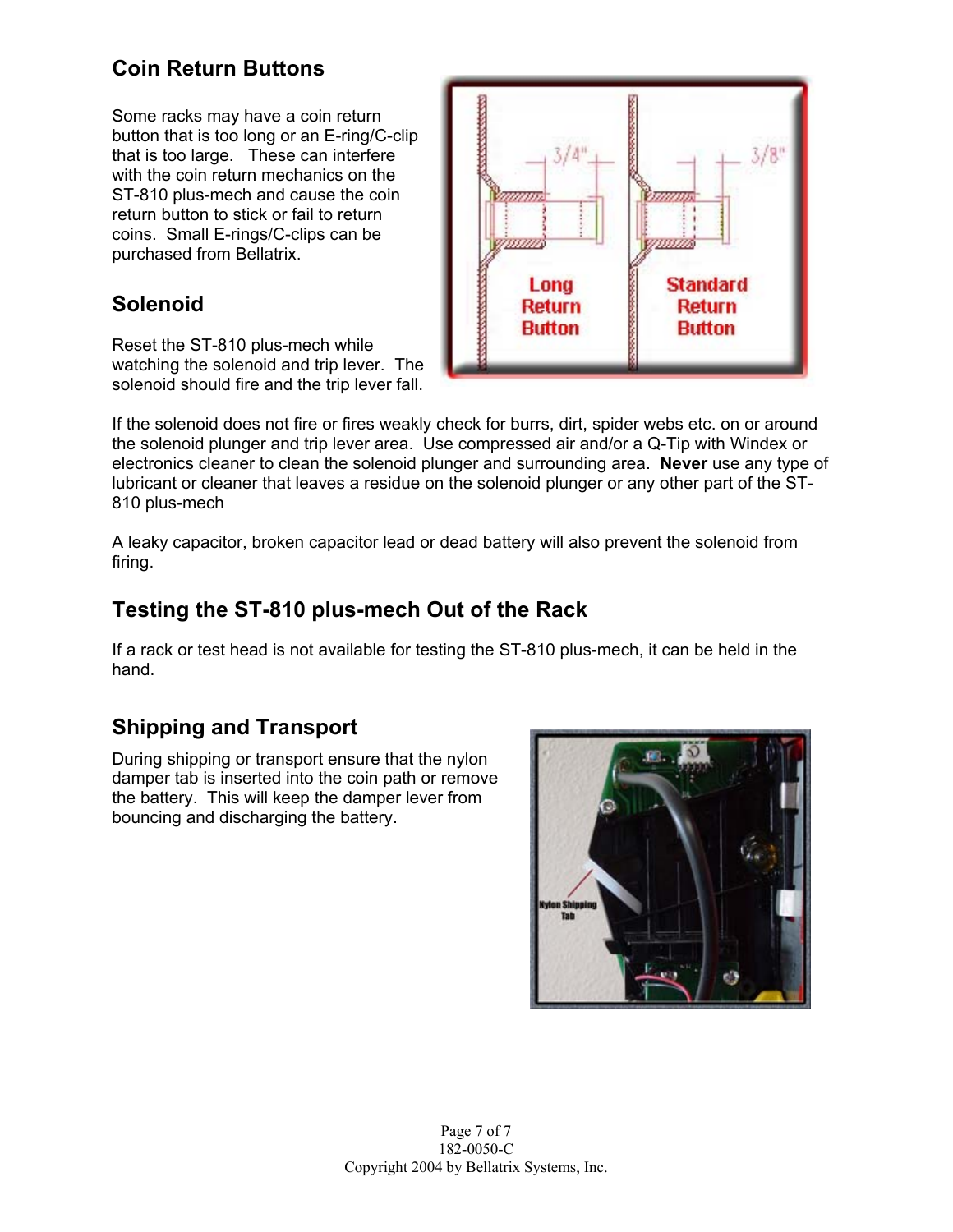## Coin Return Buttons

Some racks may have a coin return button that is too long or an E-ring/C-clip that is too large. These can interfere with the coin return mechanics on the ST-810 plus-mech and cause the coin return button to stick or fail to return coins. Small E-rings/C-clips can be purchased from Bellatrix.

## Solenoid

Reset the ST-810 plus-mech while watching the solenoid and trip lever. The solenoid should fire and the trip lever fall.

If the solenoid does not fire or fires weakly check for burrs, dirt, spider webs etc. on or around the solenoid plunger and trip lever area. Use compressed air and/or a Q-Tip with Windex or electronics cleaner to clean the solenoid plunger and surrounding area. **Never** use any type of lubricant or cleaner that leaves a residue on the solenoid plunger or any other part of the ST-810 plus-mech

A leaky capacitor, broken capacitor lead or dead battery will also prevent the solenoid from firing.

## Testing the ST-810 plus-mech Out of the Rack

If a rack or test head is not available for testing the ST-810 plus-mech, it can be held in the hand.

## Shipping and Transport

During shipping or transport ensure that the nylon damper tab is inserted into the coin path or remove the battery. This will keep the damper lever from bouncing and discharging the battery.

182-0050-C
Copyright 2004 by Bellatrix Systems, Inc.